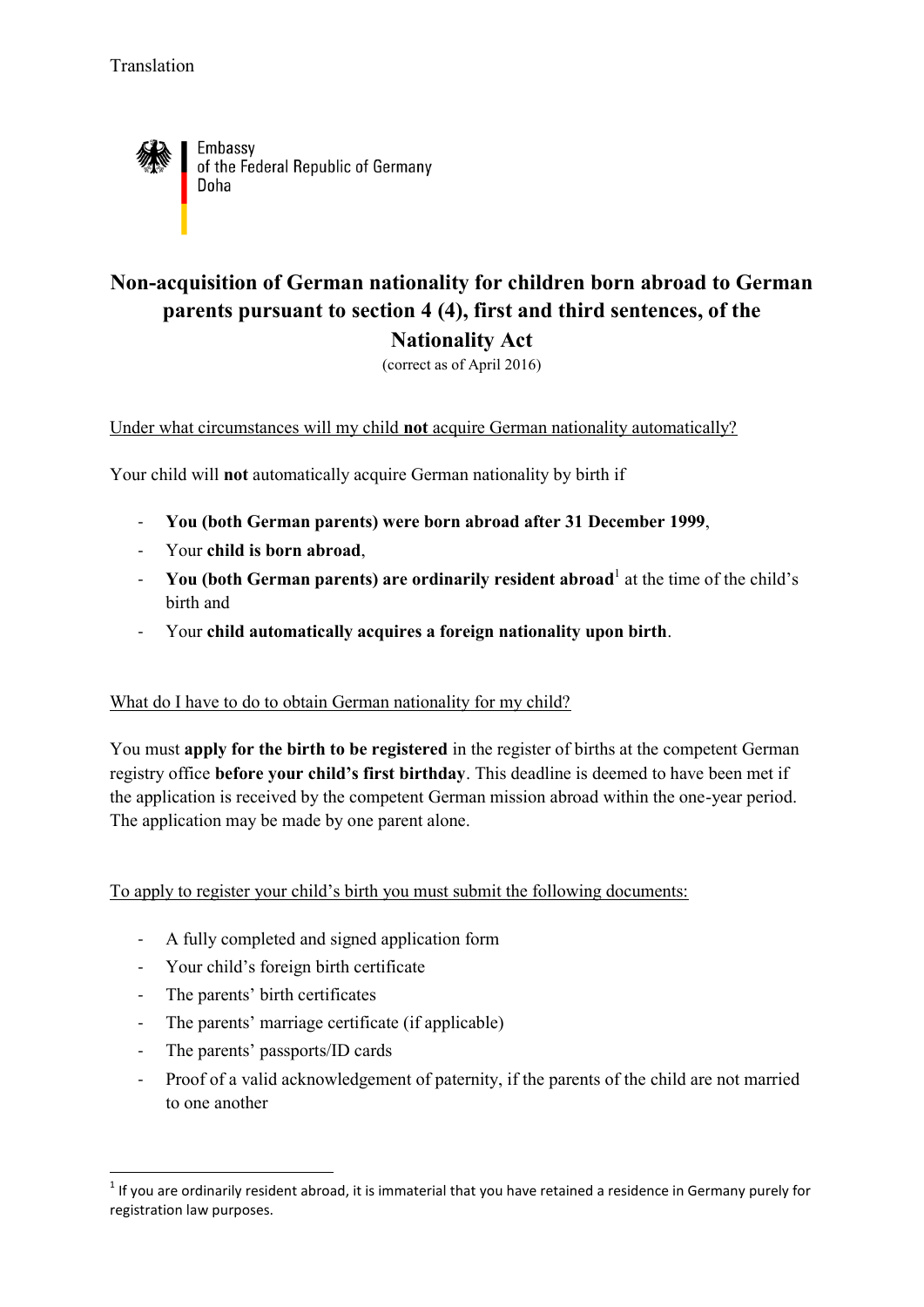Translation

Embassy
of the Federal Republic of Germany
Doha

# Non-acquisition of German nationality for children born abroad to German parents pursuant to section 4 (4), first and third sentences, of the Nationality Act

(correct as of April 2016)

Under what circumstances will my child **not** acquire German nationality automatically?

Your child will **not** automatically acquire German nationality by birth if

- **You (both German parents) were born abroad after 31 December 1999**,
- Your **child is born abroad**,
- **You (both German parents) are ordinarily resident abroad**[1] at the time of the child's birth and
- Your **child automatically acquires a foreign nationality upon birth**.

What do I have to do to obtain German nationality for my child?

You must **apply for the birth to be registered** in the register of births at the competent German registry office **before your child's first birthday**. This deadline is deemed to have been met if the application is received by the competent German mission abroad within the one-year period. The application may be made by one parent alone.

To apply to register your child's birth you must submit the following documents:

- A fully completed and signed application form
- Your child's foreign birth certificate
- The parents' birth certificates
- The parents' marriage certificate (if applicable)
- The parents' passports/ID cards
- Proof of a valid acknowledgement of paternity, if the parents of the child are not married to one another

[1] If you are ordinarily resident abroad, it is immaterial that you have retained a residence in Germany purely for registration law purposes.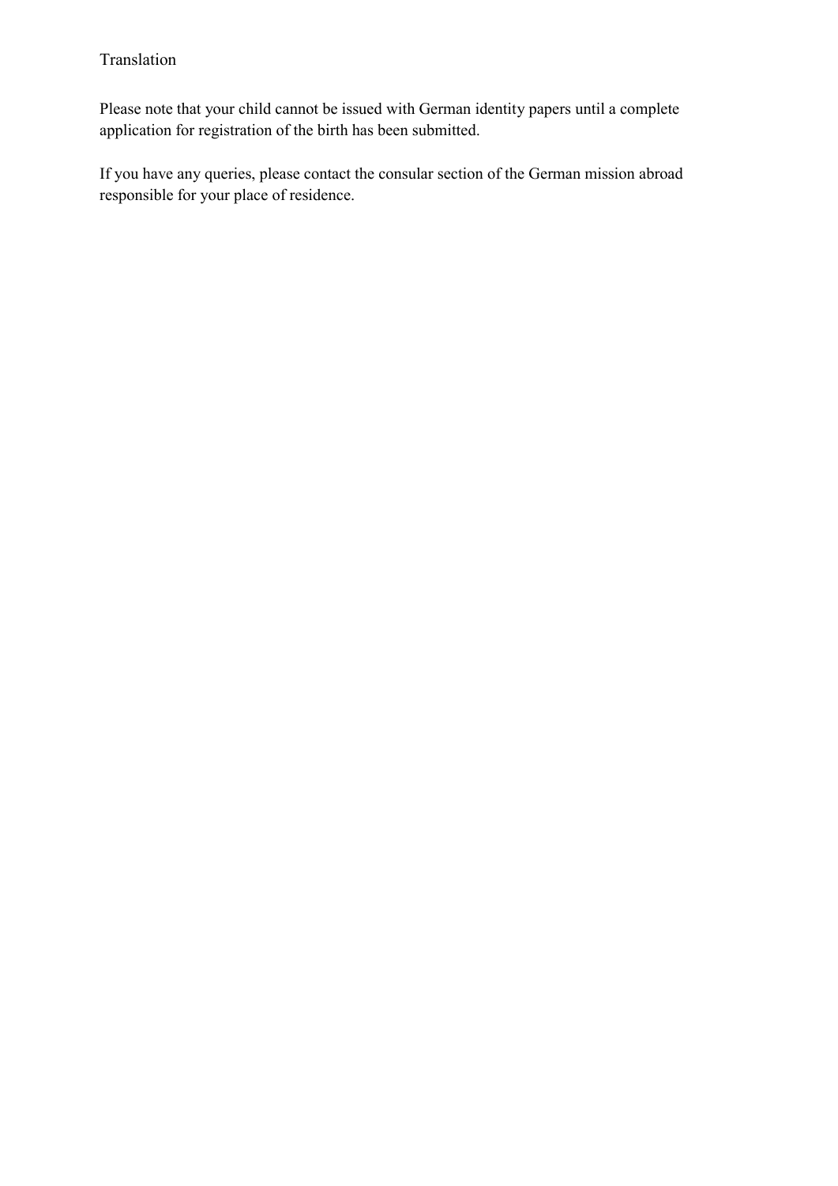Translation

Please note that your child cannot be issued with German identity papers until a complete application for registration of the birth has been submitted.

If you have any queries, please contact the consular section of the German mission abroad responsible for your place of residence.